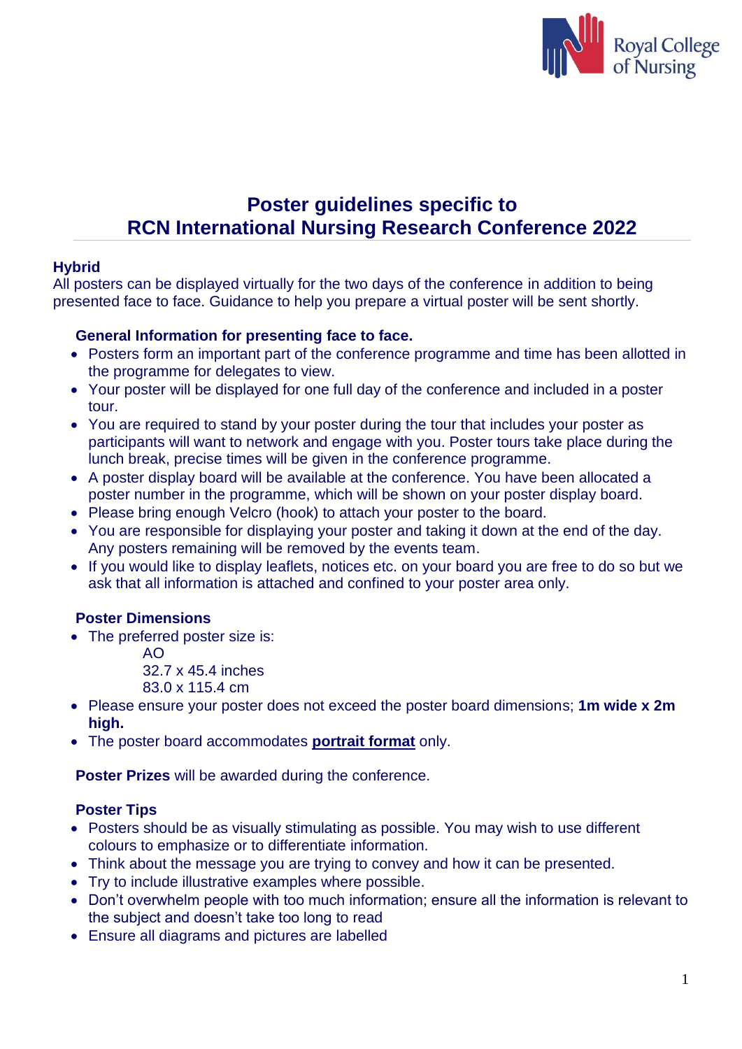Royal College of Nursing

# Poster guidelines specific to RCN International Nursing Research Conference 2022

### Hybrid

All posters can be displayed virtually for the two days of the conference in addition to being presented face to face. Guidance to help you prepare a virtual poster will be sent shortly.

### General Information for presenting face to face.

- Posters form an important part of the conference programme and time has been allotted in the programme for delegates to view.
- Your poster will be displayed for one full day of the conference and included in a poster tour.
- You are required to stand by your poster during the tour that includes your poster as participants will want to network and engage with you. Poster tours take place during the lunch break, precise times will be given in the conference programme.
- A poster display board will be available at the conference. You have been allocated a poster number in the programme, which will be shown on your poster display board.
- Please bring enough Velcro (hook) to attach your poster to the board.
- You are responsible for displaying your poster and taking it down at the end of the day. Any posters remaining will be removed by the events team.
- If you would like to display leaflets, notices etc. on your board you are free to do so but we ask that all information is attached and confined to your poster area only.

### Poster Dimensions

- The preferred poster size is:
  AO
  32.7 x 45.4 inches
  83.0 x 115.4 cm
- Please ensure your poster does not exceed the poster board dimensions; **1m wide x 2m high.**
- The poster board accommodates **portrait format** only.

**Poster Prizes** will be awarded during the conference.

### Poster Tips

- Posters should be as visually stimulating as possible. You may wish to use different colours to emphasize or to differentiate information.
- Think about the message you are trying to convey and how it can be presented.
- Try to include illustrative examples where possible.
- Don't overwhelm people with too much information; ensure all the information is relevant to the subject and doesn't take too long to read
- Ensure all diagrams and pictures are labelled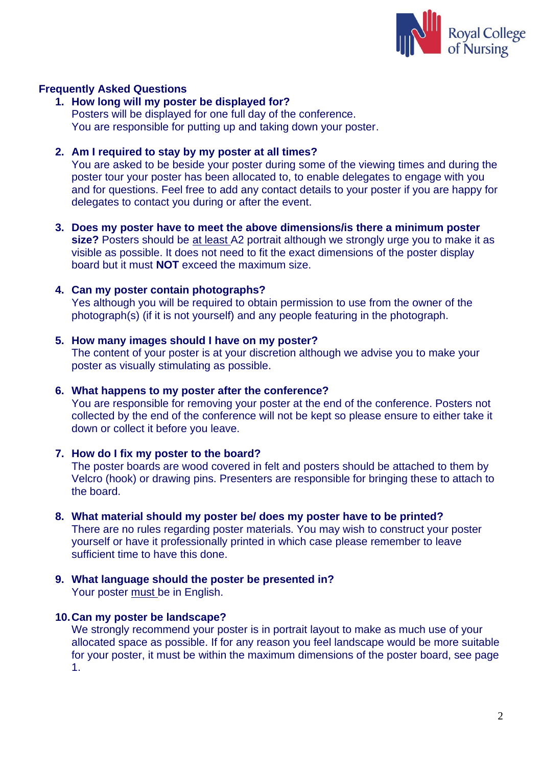## Frequently Asked Questions

1. **How long will my poster be displayed for?**
   Posters will be displayed for one full day of the conference.
   You are responsible for putting up and taking down your poster.

2. **Am I required to stay by my poster at all times?**
   You are asked to be beside your poster during some of the viewing times and during the poster tour your poster has been allocated to, to enable delegates to engage with you and for questions. Feel free to add any contact details to your poster if you are happy for delegates to contact you during or after the event.

3. **Does my poster have to meet the above dimensions/is there a minimum poster size?** Posters should be <u>at least</u> A2 portrait although we strongly urge you to make it as visible as possible. It does not need to fit the exact dimensions of the poster display board but it must **NOT** exceed the maximum size.

4. **Can my poster contain photographs?**
   Yes although you will be required to obtain permission to use from the owner of the photograph(s) (if it is not yourself) and any people featuring in the photograph.

5. **How many images should I have on my poster?**
   The content of your poster is at your discretion although we advise you to make your poster as visually stimulating as possible.

6. **What happens to my poster after the conference?**
   You are responsible for removing your poster at the end of the conference. Posters not collected by the end of the conference will not be kept so please ensure to either take it down or collect it before you leave.

7. **How do I fix my poster to the board?**
   The poster boards are wood covered in felt and posters should be attached to them by Velcro (hook) or drawing pins. Presenters are responsible for bringing these to attach to the board.

8. **What material should my poster be/ does my poster have to be printed?**
   There are no rules regarding poster materials. You may wish to construct your poster yourself or have it professionally printed in which case please remember to leave sufficient time to have this done.

9. **What language should the poster be presented in?**
   Your poster <u>must</u> be in English.

10. **Can my poster be landscape?**
    We strongly recommend your poster is in portrait layout to make as much use of your allocated space as possible. If for any reason you feel landscape would be more suitable for your poster, it must be within the maximum dimensions of the poster board, see page 1.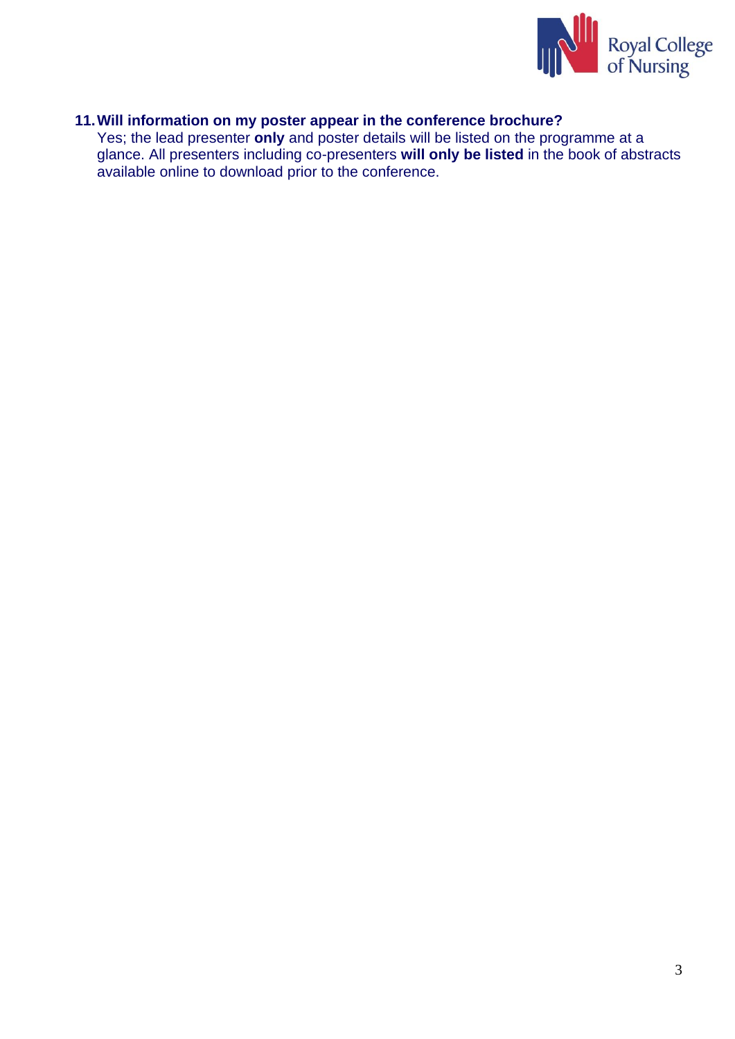**11. Will information on my poster appear in the conference brochure?**

Yes; the lead presenter **only** and poster details will be listed on the programme at a glance. All presenters including co-presenters **will only be listed** in the book of abstracts available online to download prior to the conference.